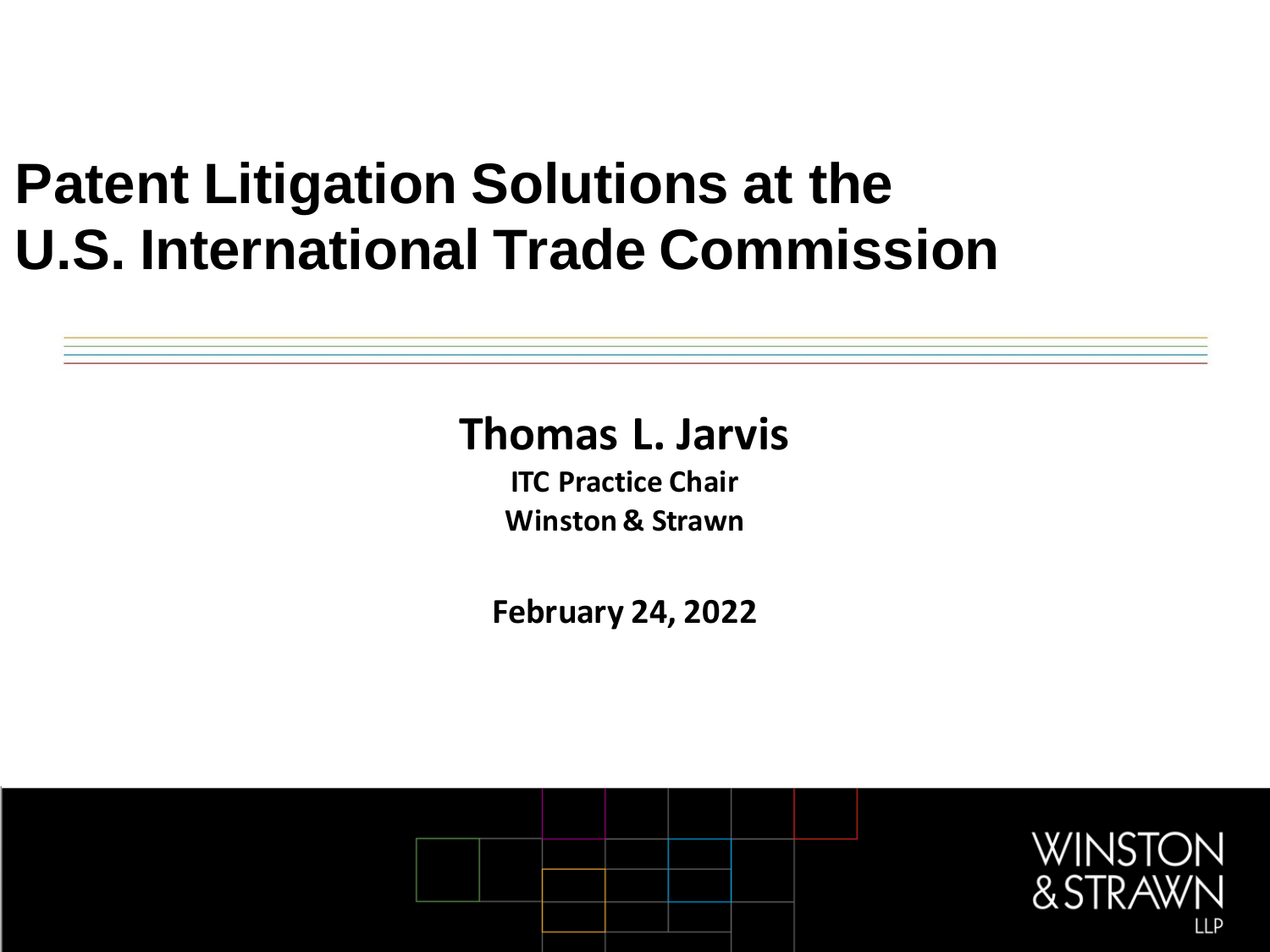# Patent Litigation Solutions at the U.S. International Trade Commission

**Thomas L. Jarvis**

**ITC Practice Chair**

**Winston & Strawn**

**February 24, 2022**

WINSTON & STRAWN LLP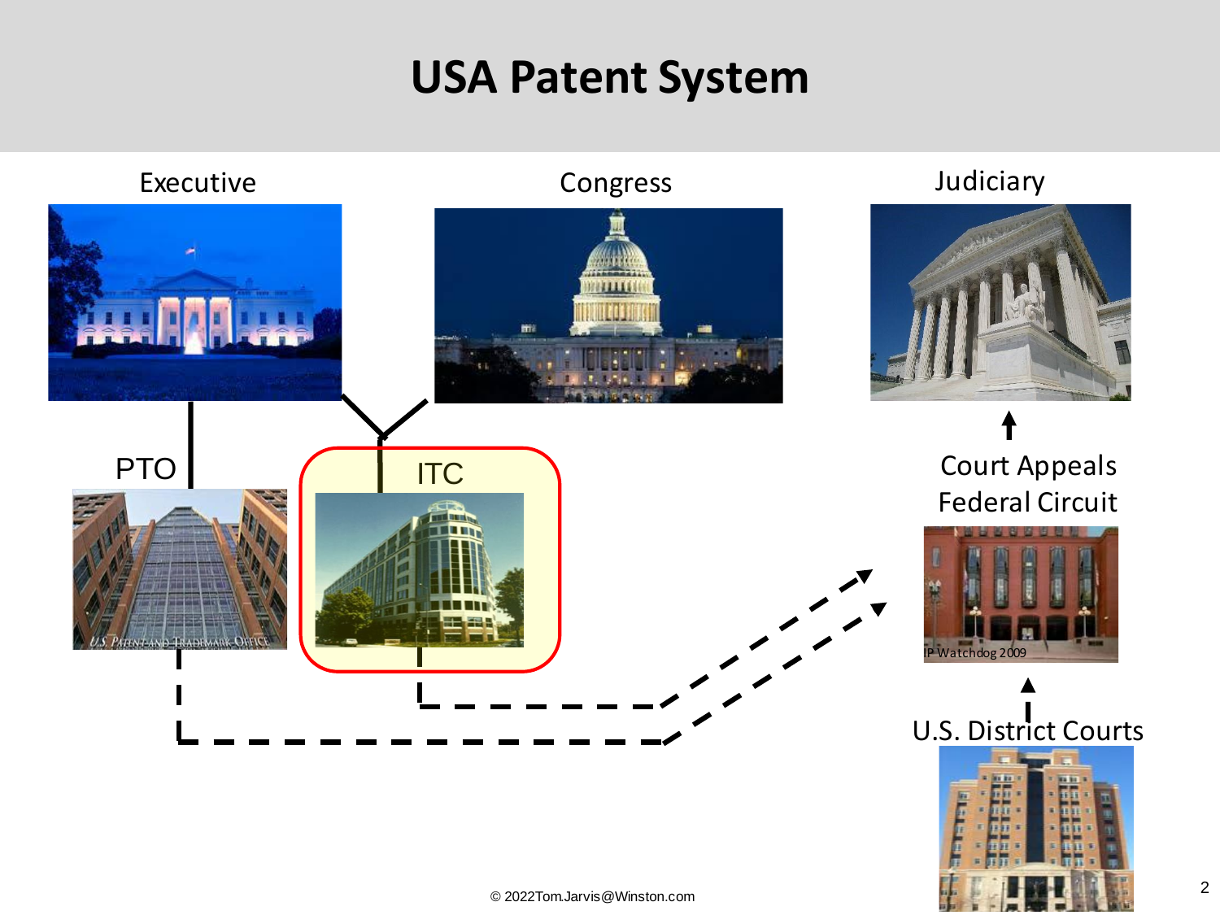# USA Patent System

Executive

Congress

Judiciary

PTO

ITC

Court Appeals Federal Circuit

U.S. District Courts

© 2022Tom.Jarvis@Winston.com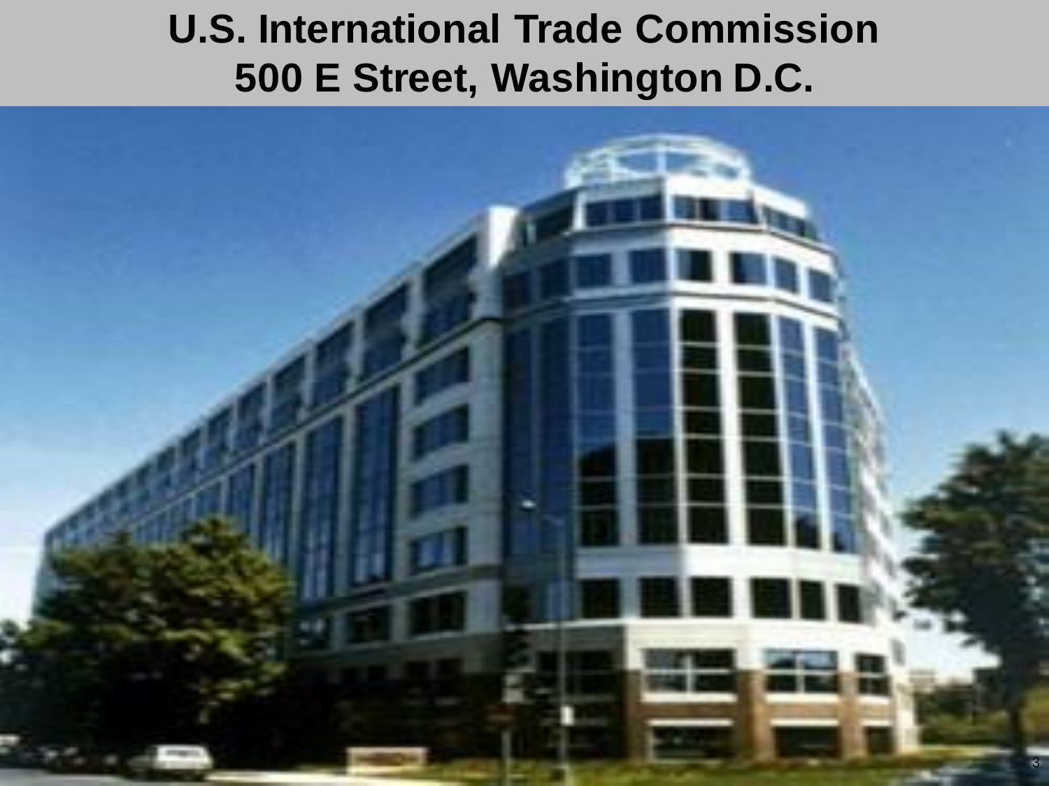# U.S. International Trade Commission
# 500 E Street, Washington D.C.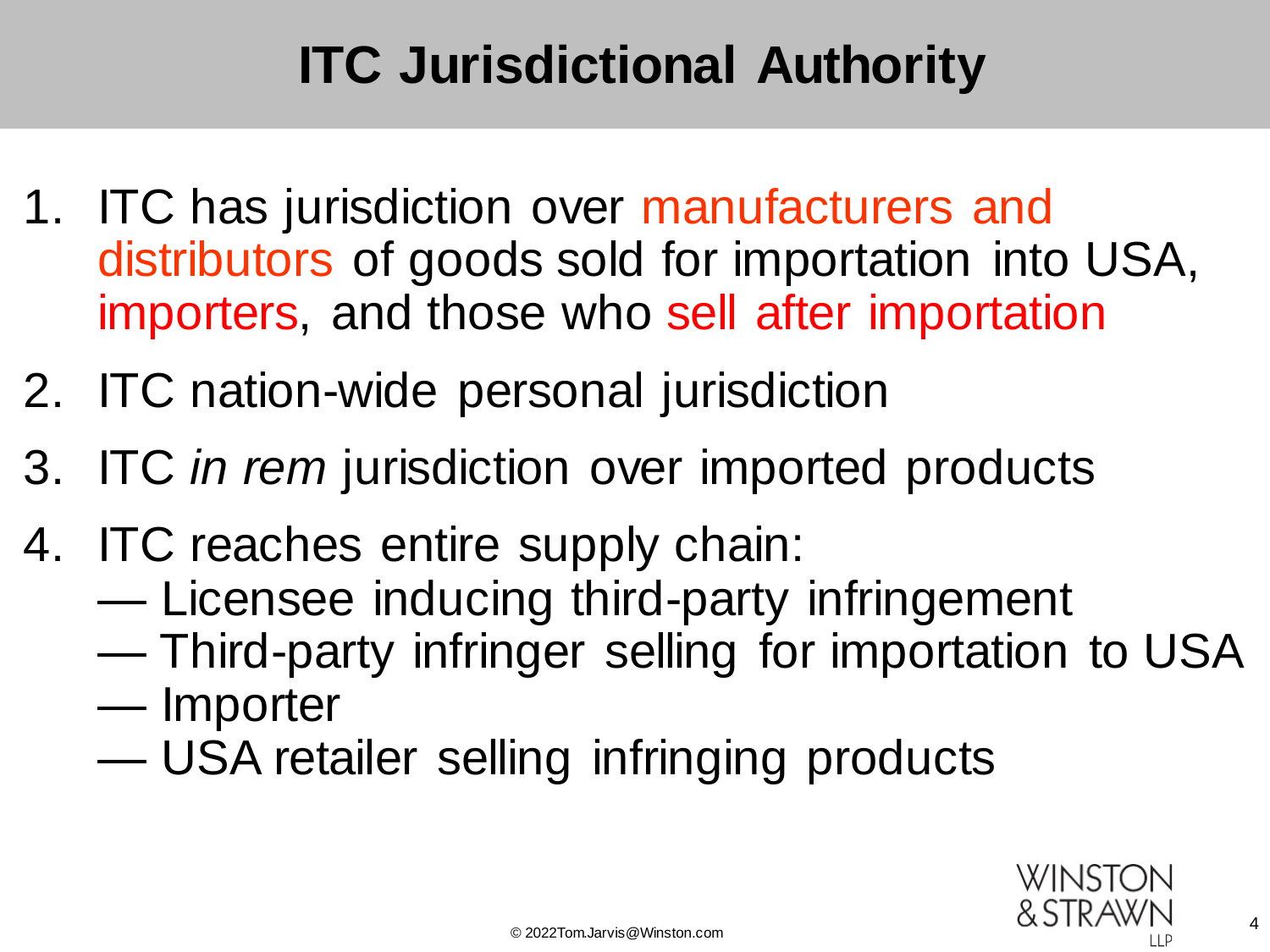# ITC Jurisdictional Authority

1. ITC has jurisdiction over manufacturers and distributors of goods sold for importation into USA, importers, and those who sell after importation
2. ITC nation-wide personal jurisdiction
3. ITC *in rem* jurisdiction over imported products
4. ITC reaches entire supply chain:
   - Licensee inducing third-party infringement
   - Third-party infringer selling for importation to USA
   - Importer
   - USA retailer selling infringing products

© 2022Tom.Jarvis@Winston.com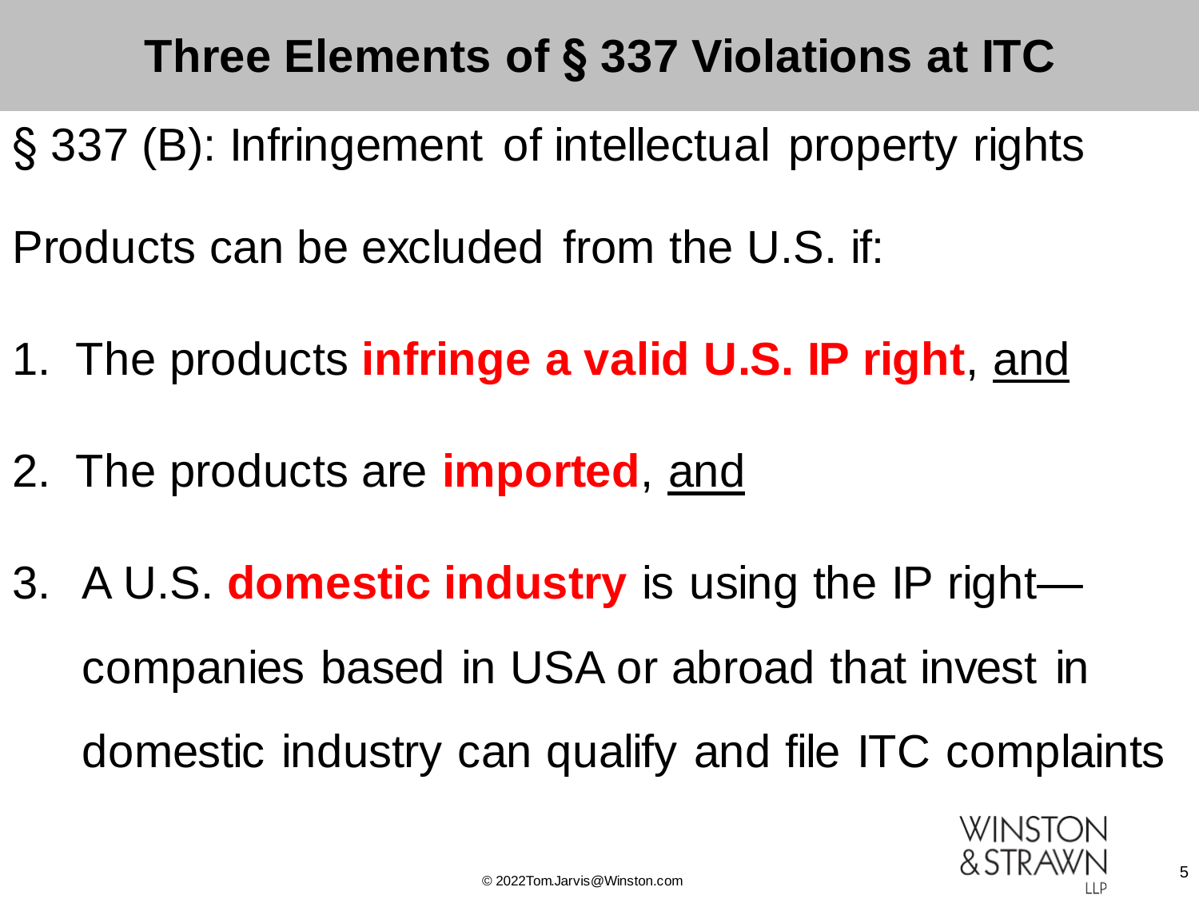# Three Elements of § 337 Violations at ITC

§ 337 (B): Infringement of intellectual property rights

Products can be excluded from the U.S. if:

1. The products **infringe a valid U.S. IP right**, <u>and</u>
2. The products are **imported**, <u>and</u>
3. A U.S. **domestic industry** is using the IP right—companies based in USA or abroad that invest in domestic industry can qualify and file ITC complaints

© 2022Tom.Jarvis@Winston.com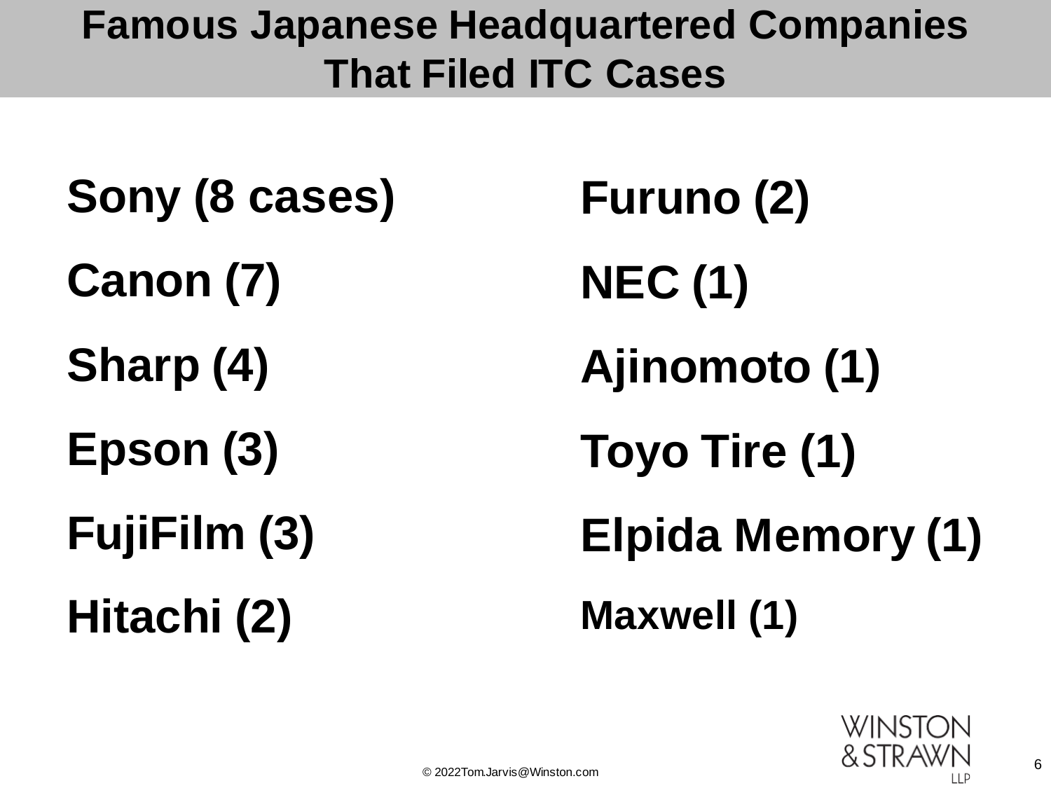# Famous Japanese Headquartered Companies That Filed ITC Cases

**Sony (8 cases)**

**Canon (7)**

**Sharp (4)**

**Epson (3)**

**FujiFilm (3)**

**Hitachi (2)**

**Furuno (2)**

**NEC (1)**

**Ajinomoto (1)**

**Toyo Tire (1)**

**Elpida Memory (1)**

**Maxwell (1)**

© 2022Tom.Jarvis@Winston.com

WINSTON & STRAWN LLP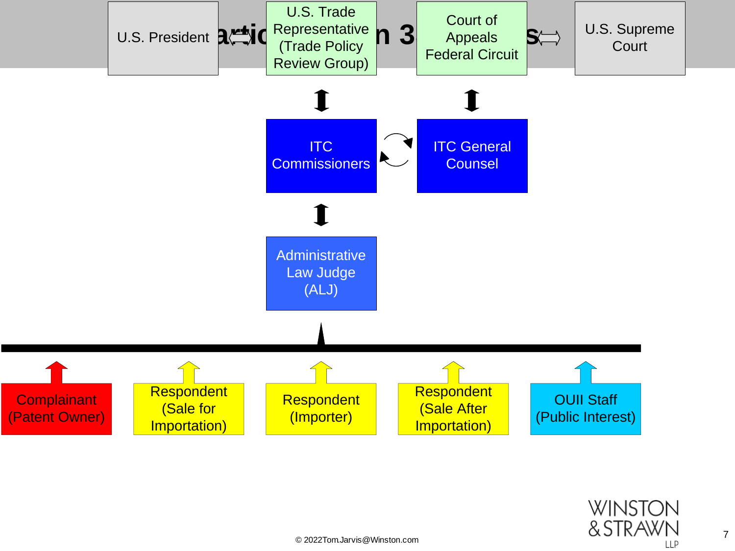U.S. President ⟺ U.S. Trade Representative (Trade Policy Review Group)

Court of Appeals Federal Circuit ⟺ U.S. Supreme Court

ITC Commissioners

ITC General Counsel

Administrative Law Judge (ALJ)

Complainant (Patent Owner)

Respondent (Sale for Importation)

Respondent (Importer)

Respondent (Sale After Importation)

OUII Staff (Public Interest)

© 2022Tom.Jarvis@Winston.com

WINSTON & STRAWN LLP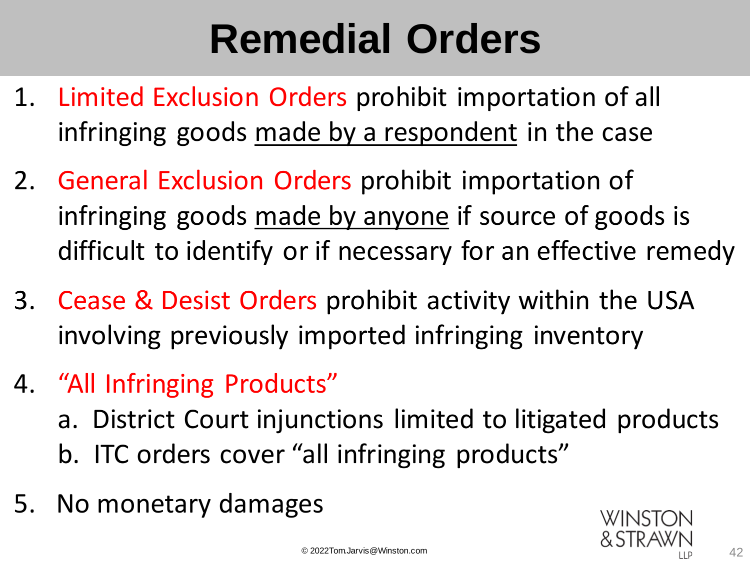# Remedial Orders

1. Limited Exclusion Orders prohibit importation of all infringing goods made by a respondent in the case
2. General Exclusion Orders prohibit importation of infringing goods made by anyone if source of goods is difficult to identify or if necessary for an effective remedy
3. Cease & Desist Orders prohibit activity within the USA involving previously imported infringing inventory
4. "All Infringing Products"
   a. District Court injunctions limited to litigated products
   b. ITC orders cover "all infringing products"
5. No monetary damages

© 2022 Tom.Jarvis@Winston.com

WINSTON & STRAWN LLP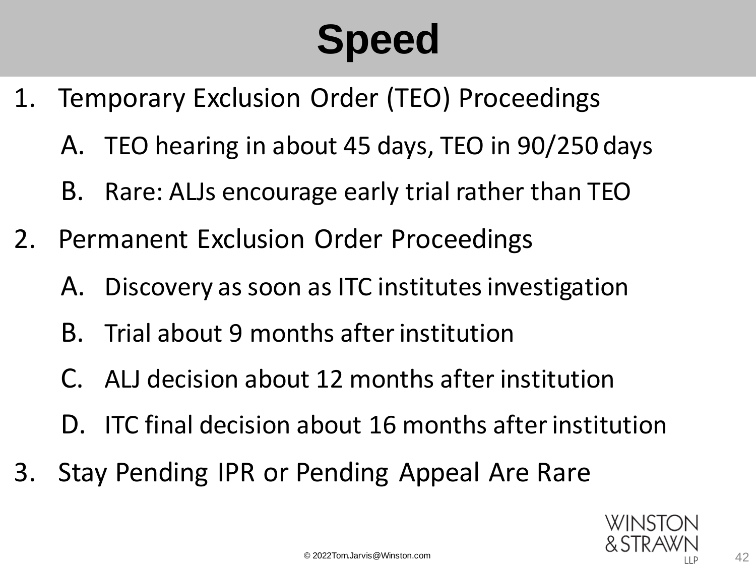# Speed

1. Temporary Exclusion Order (TEO) Proceedings
   - A. TEO hearing in about 45 days, TEO in 90/250 days
   - B. Rare: ALJs encourage early trial rather than TEO
2. Permanent Exclusion Order Proceedings
   - A. Discovery as soon as ITC institutes investigation
   - B. Trial about 9 months after institution
   - C. ALJ decision about 12 months after institution
   - D. ITC final decision about 16 months after institution
3. Stay Pending IPR or Pending Appeal Are Rare

© 2022 Tom.Jarvis@Winston.com

WINSTON & STRAWN LLP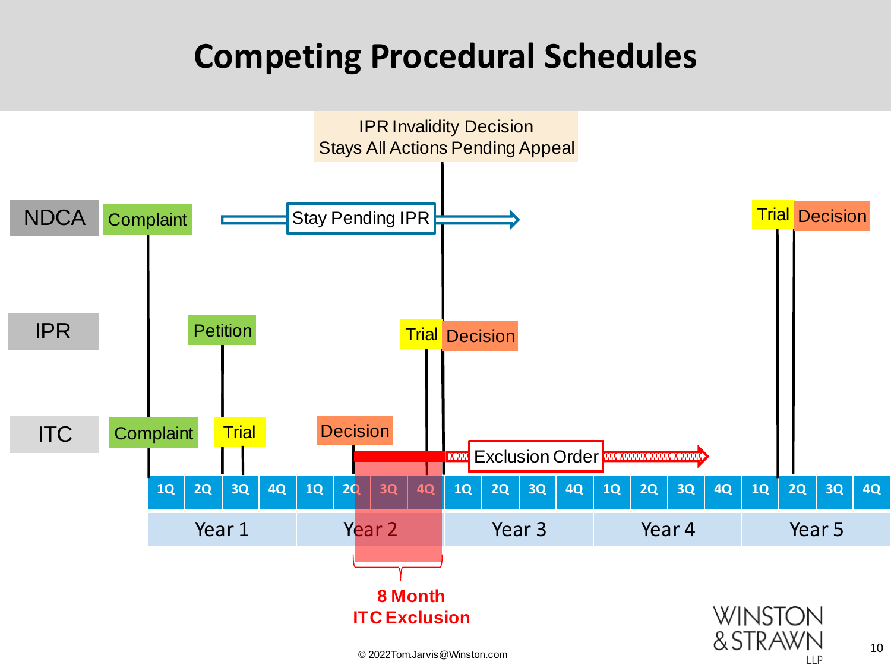# Competing Procedural Schedules

IPR Invalidity Decision
Stays All Actions Pending Appeal

**NDCA**: Complaint → Stay Pending IPR → Trial, Decision

**IPR**: Petition → Trial, Decision

**ITC**: Complaint → Trial → Decision → Exclusion Order

| 1Q | 2Q | 3Q | 4Q | 1Q | 2Q | 3Q | 4Q | 1Q | 2Q | 3Q | 4Q | 1Q | 2Q | 3Q | 4Q | 1Q | 2Q | 3Q | 4Q |
|---|---|---|---|---|---|---|---|---|---|---|---|---|---|---|---|---|---|---|---|
| Year 1 | | | | Year 2 | | | | Year 3 | | | | Year 4 | | | | Year 5 | | | |

**8 Month ITC Exclusion**

© 2022Tom.Jarvis@Winston.com

WINSTON & STRAWN LLP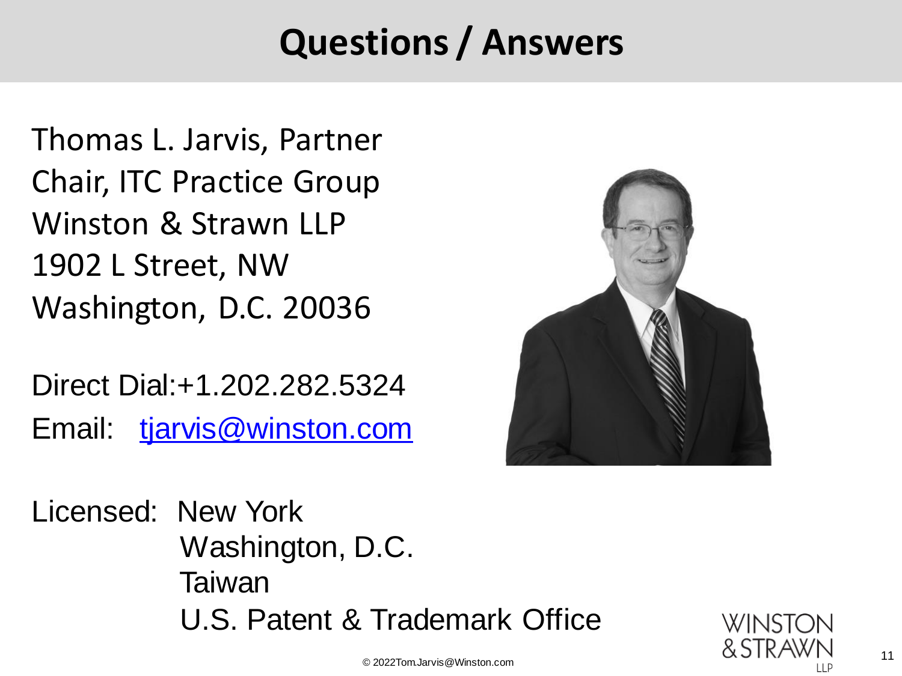# Questions / Answers

Thomas L. Jarvis, Partner
Chair, ITC Practice Group
Winston & Strawn LLP
1902 L Street, NW
Washington, D.C. 20036

Direct Dial:+1.202.282.5324
Email: [tjarvis@winston.com](mailto:tjarvis@winston.com)

Licensed: New York
Washington, D.C.
Taiwan
U.S. Patent & Trademark Office

© 2022Tom.Jarvis@Winston.com